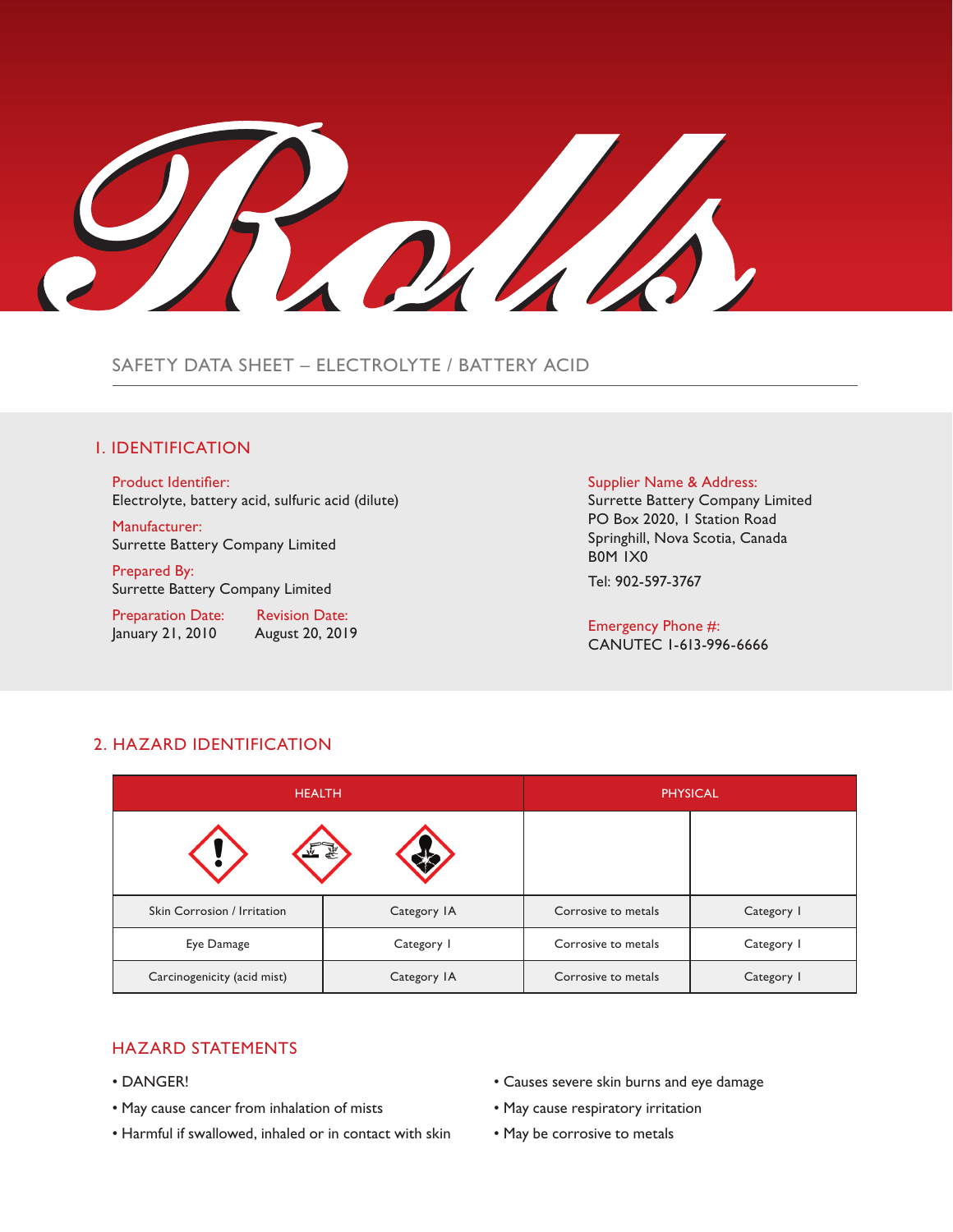# SAFETY DATA SHEET – ELECTROLYTE / BATTERY ACID

## 1. IDENTIFICATION

**Product Identifier:**
Electrolyte, battery acid, sulfuric acid (dilute)

**Manufacturer:**
Surrette Battery Company Limited

**Prepared By:**
Surrette Battery Company Limited

**Preparation Date:**
January 21, 2010

**Revision Date:**
August 20, 2019

**Supplier Name & Address:**
Surrette Battery Company Limited
PO Box 2020, 1 Station Road
Springhill, Nova Scotia, Canada
B0M 1X0

Tel: 902-597-3767

**Emergency Phone #:**
CANUTEC 1-613-996-6666

## 2. HAZARD IDENTIFICATION

| HEALTH | | PHYSICAL | |
|---|---|---|---|
| Skin Corrosion / Irritation | Category 1A | Corrosive to metals | Category 1 |
| Eye Damage | Category 1 | Corrosive to metals | Category 1 |
| Carcinogenicity (acid mist) | Category 1A | Corrosive to metals | Category 1 |

### HAZARD STATEMENTS

- DANGER!
- May cause cancer from inhalation of mists
- Harmful if swallowed, inhaled or in contact with skin
- Causes severe skin burns and eye damage
- May cause respiratory irritation
- May be corrosive to metals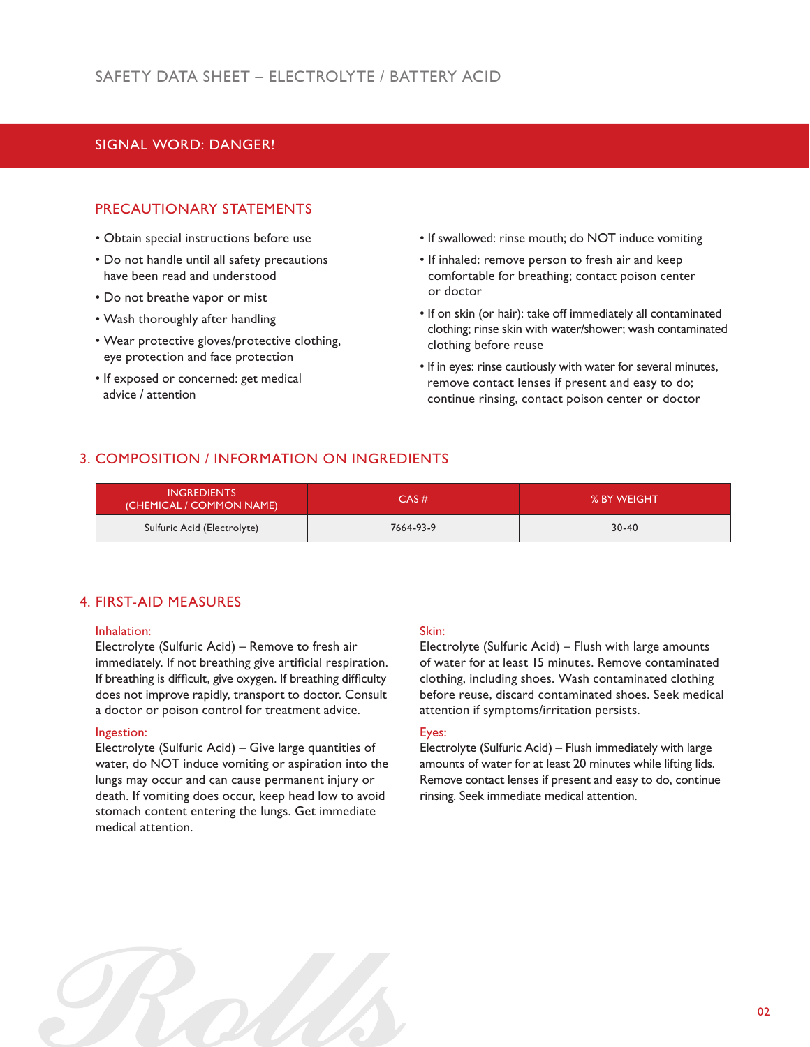## SIGNAL WORD: DANGER!

### PRECAUTIONARY STATEMENTS

- Obtain special instructions before use
- Do not handle until all safety precautions have been read and understood
- Do not breathe vapor or mist
- Wash thoroughly after handling
- Wear protective gloves/protective clothing, eye protection and face protection
- If exposed or concerned: get medical advice / attention
- If swallowed: rinse mouth; do NOT induce vomiting
- If inhaled: remove person to fresh air and keep comfortable for breathing; contact poison center or doctor
- If on skin (or hair): take off immediately all contaminated clothing; rinse skin with water/shower; wash contaminated clothing before reuse
- If in eyes: rinse cautiously with water for several minutes, remove contact lenses if present and easy to do; continue rinsing, contact poison center or doctor

## 3. COMPOSITION / INFORMATION ON INGREDIENTS

| INGREDIENTS (CHEMICAL / COMMON NAME) | CAS # | % BY WEIGHT |
|---|---|---|
| Sulfuric Acid (Electrolyte) | 7664-93-9 | 30-40 |

## 4. FIRST-AID MEASURES

**Inhalation:**
Electrolyte (Sulfuric Acid) – Remove to fresh air immediately. If not breathing give artificial respiration. If breathing is difficult, give oxygen. If breathing difficulty does not improve rapidly, transport to doctor. Consult a doctor or poison control for treatment advice.

**Ingestion:**
Electrolyte (Sulfuric Acid) – Give large quantities of water, do NOT induce vomiting or aspiration into the lungs may occur and can cause permanent injury or death. If vomiting does occur, keep head low to avoid stomach content entering the lungs. Get immediate medical attention.

**Skin:**
Electrolyte (Sulfuric Acid) – Flush with large amounts of water for at least 15 minutes. Remove contaminated clothing, including shoes. Wash contaminated clothing before reuse, discard contaminated shoes. Seek medical attention if symptoms/irritation persists.

**Eyes:**
Electrolyte (Sulfuric Acid) – Flush immediately with large amounts of water for at least 20 minutes while lifting lids. Remove contact lenses if present and easy to do, continue rinsing. Seek immediate medical attention.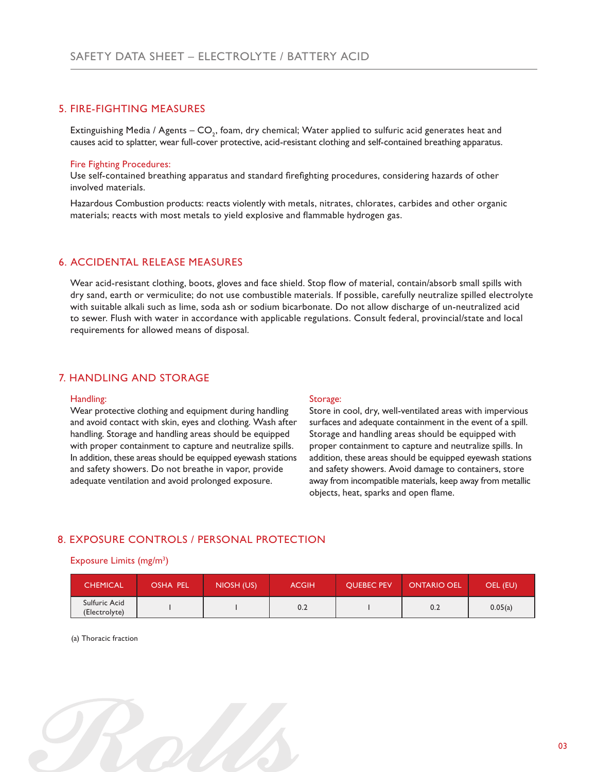## 5. FIRE-FIGHTING MEASURES

Extinguishing Media / Agents – $CO_2$, foam, dry chemical; Water applied to sulfuric acid generates heat and causes acid to splatter, wear full-cover protective, acid-resistant clothing and self-contained breathing apparatus.

### Fire Fighting Procedures:

Use self-contained breathing apparatus and standard firefighting procedures, considering hazards of other involved materials.

Hazardous Combustion products: reacts violently with metals, nitrates, chlorates, carbides and other organic materials; reacts with most metals to yield explosive and flammable hydrogen gas.

## 6. ACCIDENTAL RELEASE MEASURES

Wear acid-resistant clothing, boots, gloves and face shield. Stop flow of material, contain/absorb small spills with dry sand, earth or vermiculite; do not use combustible materials. If possible, carefully neutralize spilled electrolyte with suitable alkali such as lime, soda ash or sodium bicarbonate. Do not allow discharge of un-neutralized acid to sewer. Flush with water in accordance with applicable regulations. Consult federal, provincial/state and local requirements for allowed means of disposal.

## 7. HANDLING AND STORAGE

### Handling:

Wear protective clothing and equipment during handling and avoid contact with skin, eyes and clothing. Wash after handling. Storage and handling areas should be equipped with proper containment to capture and neutralize spills. In addition, these areas should be equipped eyewash stations and safety showers. Do not breathe in vapor, provide adequate ventilation and avoid prolonged exposure.

### Storage:

Store in cool, dry, well-ventilated areas with impervious surfaces and adequate containment in the event of a spill. Storage and handling areas should be equipped with proper containment to capture and neutralize spills. In addition, these areas should be equipped eyewash stations and safety showers. Avoid damage to containers, store away from incompatible materials, keep away from metallic objects, heat, sparks and open flame.

## 8. EXPOSURE CONTROLS / PERSONAL PROTECTION

### Exposure Limits (mg/m$^3$)

| CHEMICAL | OSHA PEL | NIOSH (US) | ACGIH | QUEBEC PEV | ONTARIO OEL | OEL (EU) |
|---|---|---|---|---|---|---|
| Sulfuric Acid (Electrolyte) | 1 | 1 | 0.2 | 1 | 0.2 | 0.05(a) |

(a) Thoracic fraction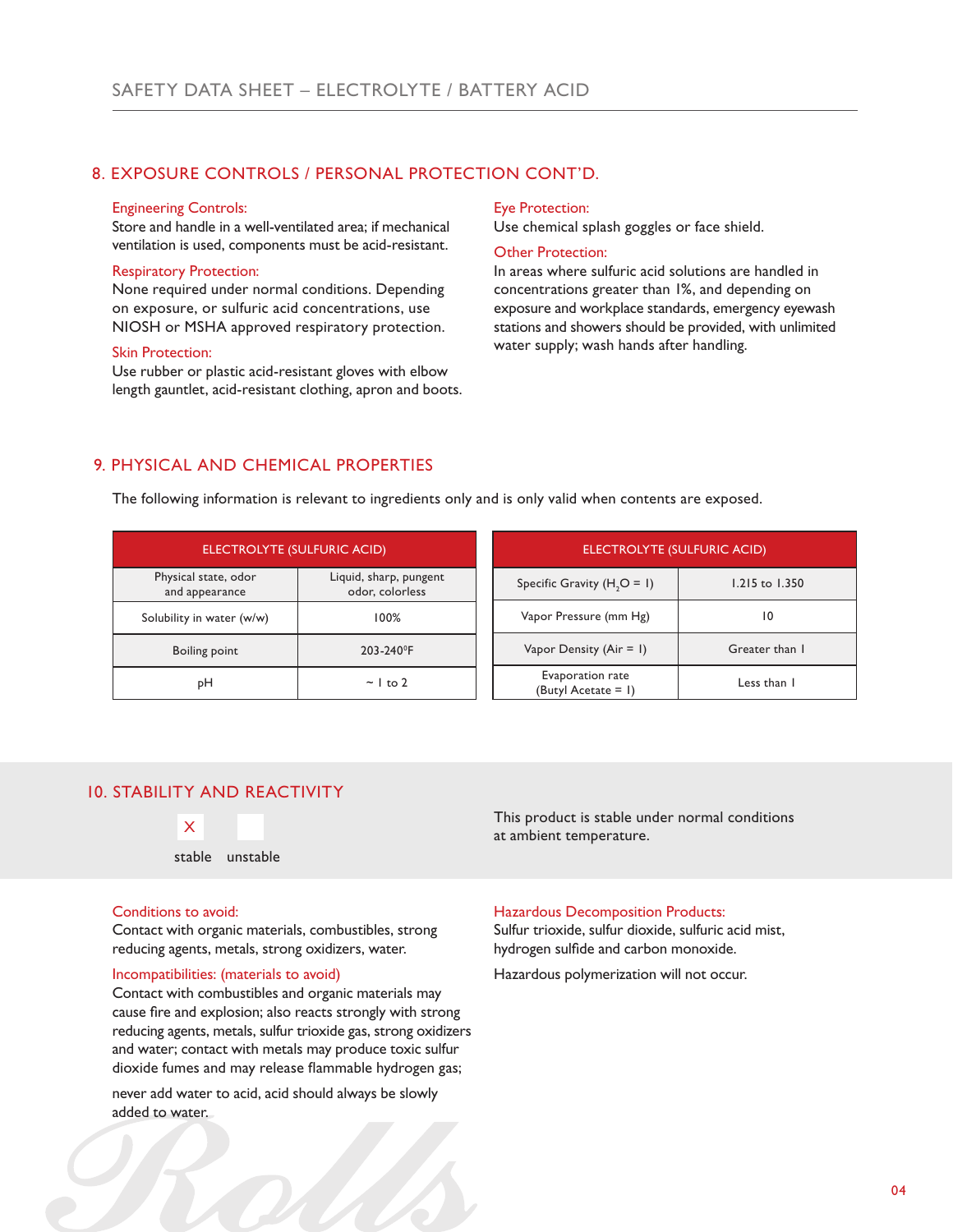## 8. EXPOSURE CONTROLS / PERSONAL PROTECTION CONT'D.

**Engineering Controls:**
Store and handle in a well-ventilated area; if mechanical ventilation is used, components must be acid-resistant.

**Respiratory Protection:**
None required under normal conditions. Depending on exposure, or sulfuric acid concentrations, use NIOSH or MSHA approved respiratory protection.

**Skin Protection:**
Use rubber or plastic acid-resistant gloves with elbow length gauntlet, acid-resistant clothing, apron and boots.

**Eye Protection:**
Use chemical splash goggles or face shield.

**Other Protection:**
In areas where sulfuric acid solutions are handled in concentrations greater than 1%, and depending on exposure and workplace standards, emergency eyewash stations and showers should be provided, with unlimited water supply; wash hands after handling.

## 9. PHYSICAL AND CHEMICAL PROPERTIES

The following information is relevant to ingredients only and is only valid when contents are exposed.

| ELECTROLYTE (SULFURIC ACID) | |
|---|---|
| Physical state, odor and appearance | Liquid, sharp, pungent odor, colorless |
| Solubility in water (w/w) | 100% |
| Boiling point | 203-240°F |
| pH | ~ 1 to 2 |

| ELECTROLYTE (SULFURIC ACID) | |
|---|---|
| Specific Gravity ($H_2O$ = 1) | 1.215 to 1.350 |
| Vapor Pressure (mm Hg) | 10 |
| Vapor Density (Air = 1) | Greater than 1 |
| Evaporation rate (Butyl Acetate = 1) | Less than 1 |

## 10. STABILITY AND REACTIVITY

| stable | unstable |
|---|---|
| X | |

This product is stable under normal conditions at ambient temperature.

**Conditions to avoid:**
Contact with organic materials, combustibles, strong reducing agents, metals, strong oxidizers, water.

**Incompatibilities: (materials to avoid)**
Contact with combustibles and organic materials may cause fire and explosion; also reacts strongly with strong reducing agents, metals, sulfur trioxide gas, strong oxidizers and water; contact with metals may produce toxic sulfur dioxide fumes and may release flammable hydrogen gas;

never add water to acid, acid should always be slowly added to water.

**Hazardous Decomposition Products:**
Sulfur trioxide, sulfur dioxide, sulfuric acid mist, hydrogen sulfide and carbon monoxide.

Hazardous polymerization will not occur.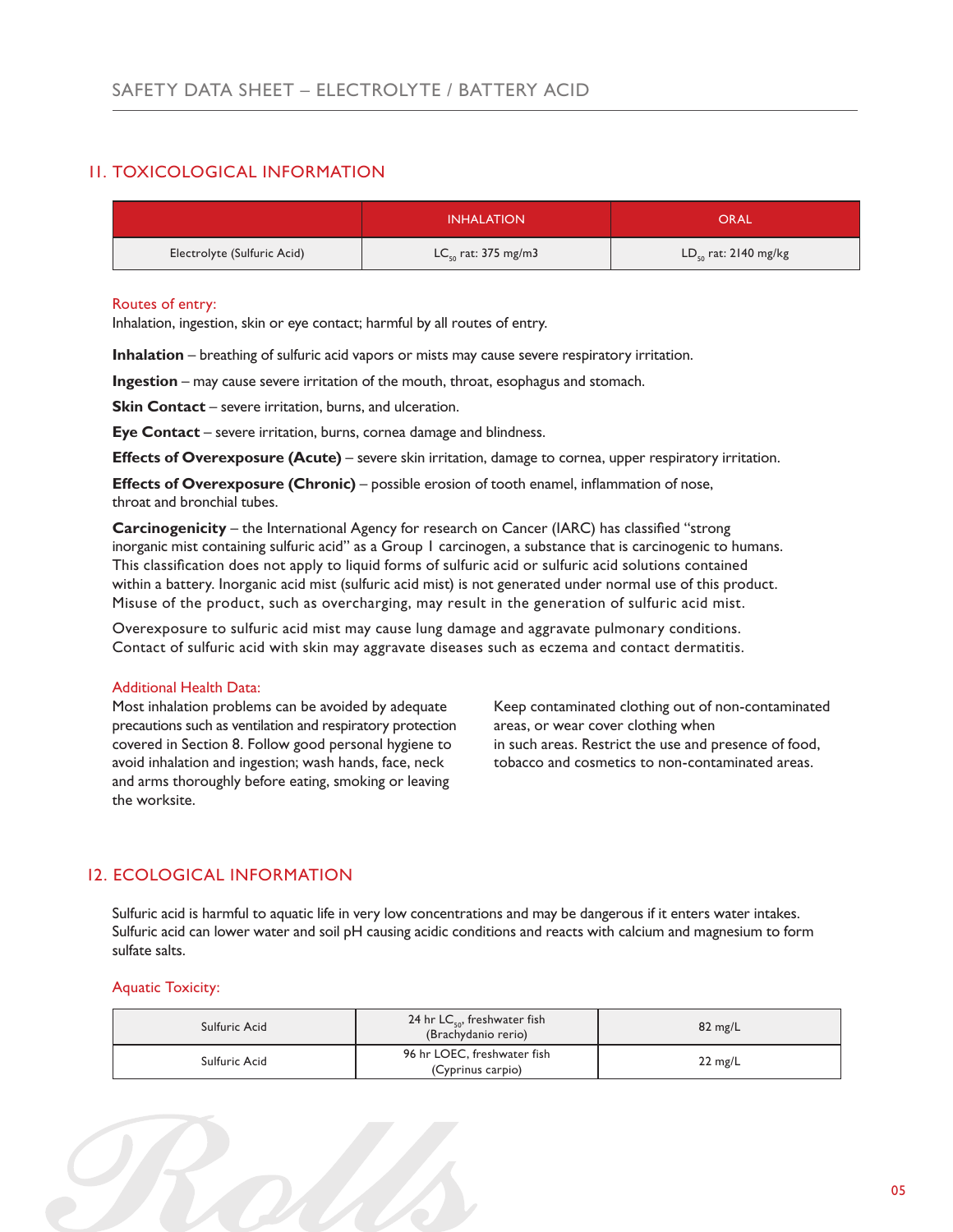## 11. TOXICOLOGICAL INFORMATION

| | INHALATION | ORAL |
|---|---|---|
| Electrolyte (Sulfuric Acid) | $LC_{50}$ rat: 375 mg/m3 | $LD_{50}$ rat: 2140 mg/kg |

Routes of entry:
Inhalation, ingestion, skin or eye contact; harmful by all routes of entry.

**Inhalation** – breathing of sulfuric acid vapors or mists may cause severe respiratory irritation.

**Ingestion** – may cause severe irritation of the mouth, throat, esophagus and stomach.

**Skin Contact** – severe irritation, burns, and ulceration.

**Eye Contact** – severe irritation, burns, cornea damage and blindness.

**Effects of Overexposure (Acute)** – severe skin irritation, damage to cornea, upper respiratory irritation.

**Effects of Overexposure (Chronic)** – possible erosion of tooth enamel, inflammation of nose, throat and bronchial tubes.

**Carcinogenicity** – the International Agency for research on Cancer (IARC) has classified "strong inorganic mist containing sulfuric acid" as a Group 1 carcinogen, a substance that is carcinogenic to humans. This classification does not apply to liquid forms of sulfuric acid or sulfuric acid solutions contained within a battery. Inorganic acid mist (sulfuric acid mist) is not generated under normal use of this product. Misuse of the product, such as overcharging, may result in the generation of sulfuric acid mist.

Overexposure to sulfuric acid mist may cause lung damage and aggravate pulmonary conditions. Contact of sulfuric acid with skin may aggravate diseases such as eczema and contact dermatitis.

Additional Health Data:
Most inhalation problems can be avoided by adequate precautions such as ventilation and respiratory protection covered in Section 8. Follow good personal hygiene to avoid inhalation and ingestion; wash hands, face, neck and arms thoroughly before eating, smoking or leaving the worksite.

Keep contaminated clothing out of non-contaminated areas, or wear cover clothing when in such areas. Restrict the use and presence of food, tobacco and cosmetics to non-contaminated areas.

## 12. ECOLOGICAL INFORMATION

Sulfuric acid is harmful to aquatic life in very low concentrations and may be dangerous if it enters water intakes. Sulfuric acid can lower water and soil pH causing acidic conditions and reacts with calcium and magnesium to form sulfate salts.

Aquatic Toxicity:

| | | |
|---|---|---|
| Sulfuric Acid | 24 hr $LC_{50}$, freshwater fish (Brachydanio rerio) | 82 mg/L |
| Sulfuric Acid | 96 hr LOEC, freshwater fish (Cyprinus carpio) | 22 mg/L |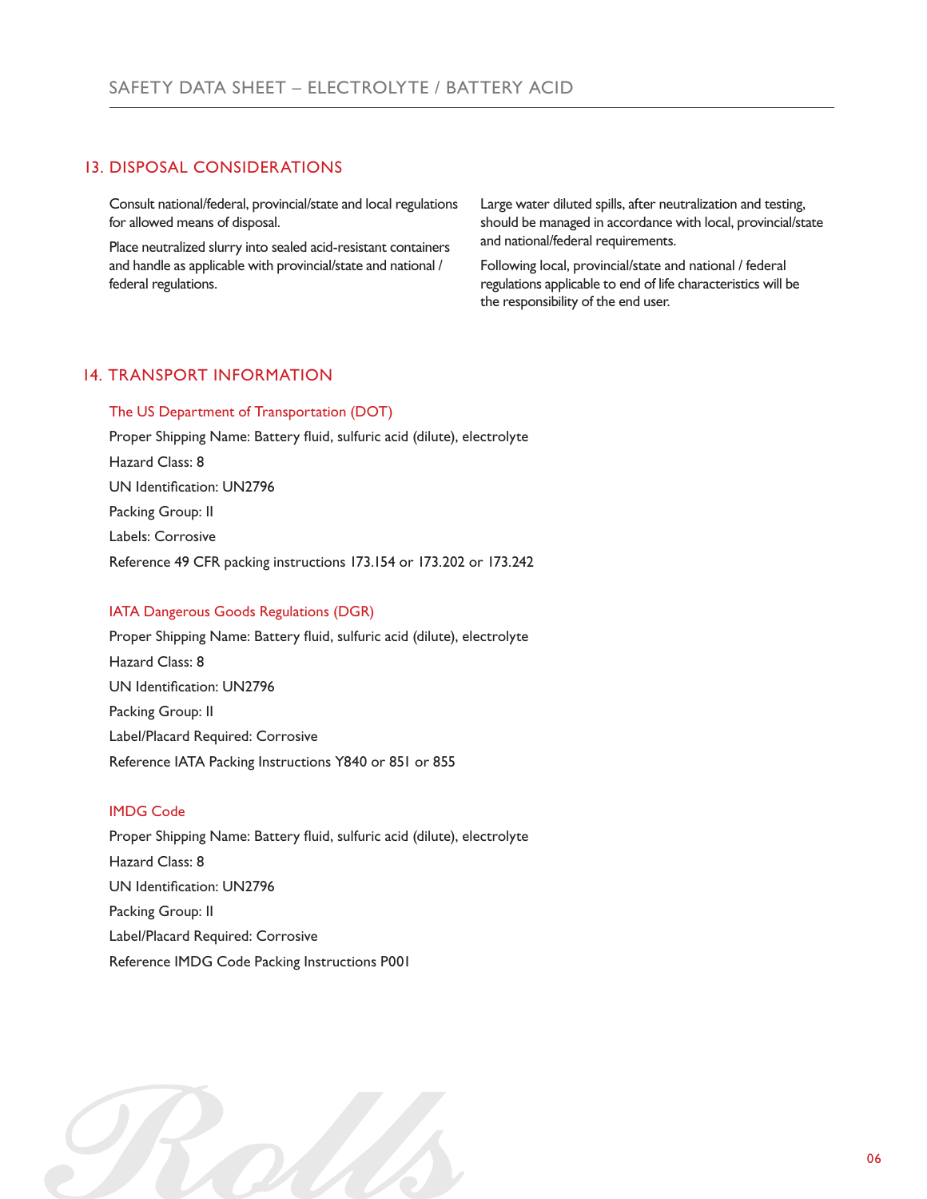## 13. DISPOSAL CONSIDERATIONS

Consult national/federal, provincial/state and local regulations for allowed means of disposal.

Place neutralized slurry into sealed acid-resistant containers and handle as applicable with provincial/state and national / federal regulations.

Large water diluted spills, after neutralization and testing, should be managed in accordance with local, provincial/state and national/federal requirements.

Following local, provincial/state and national / federal regulations applicable to end of life characteristics will be the responsibility of the end user.

## 14. TRANSPORT INFORMATION

### The US Department of Transportation (DOT)

Proper Shipping Name: Battery fluid, sulfuric acid (dilute), electrolyte

Hazard Class: 8

UN Identification: UN2796

Packing Group: II

Labels: Corrosive

Reference 49 CFR packing instructions 173.154 or 173.202 or 173.242

### IATA Dangerous Goods Regulations (DGR)

Proper Shipping Name: Battery fluid, sulfuric acid (dilute), electrolyte

Hazard Class: 8

UN Identification: UN2796

Packing Group: II

Label/Placard Required: Corrosive

Reference IATA Packing Instructions Y840 or 851 or 855

### IMDG Code

Proper Shipping Name: Battery fluid, sulfuric acid (dilute), electrolyte

Hazard Class: 8

UN Identification: UN2796

Packing Group: II

Label/Placard Required: Corrosive

Reference IMDG Code Packing Instructions P001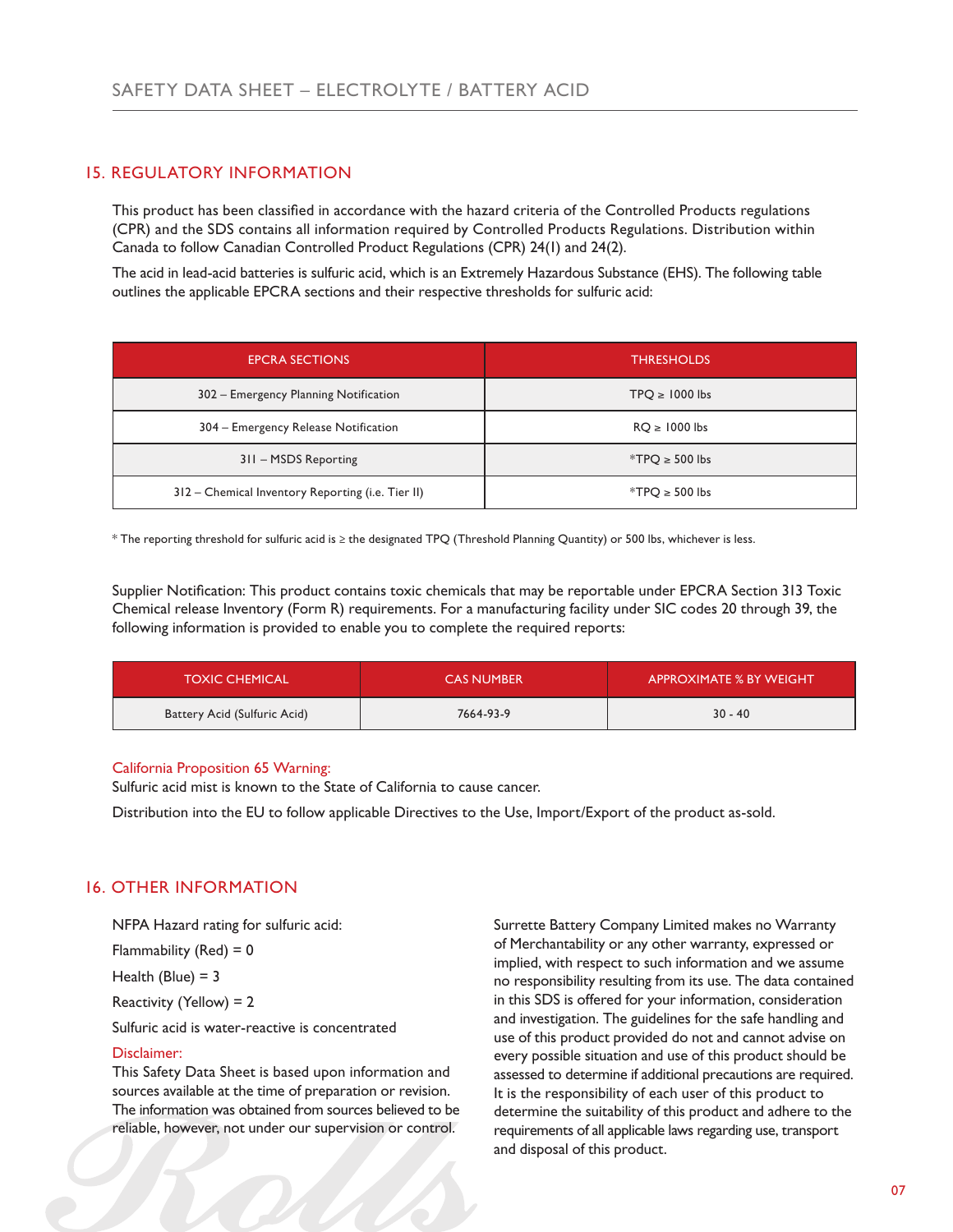## 15. REGULATORY INFORMATION

This product has been classified in accordance with the hazard criteria of the Controlled Products regulations (CPR) and the SDS contains all information required by Controlled Products Regulations. Distribution within Canada to follow Canadian Controlled Product Regulations (CPR) 24(1) and 24(2).

The acid in lead-acid batteries is sulfuric acid, which is an Extremely Hazardous Substance (EHS). The following table outlines the applicable EPCRA sections and their respective thresholds for sulfuric acid:

| EPCRA SECTIONS | THRESHOLDS |
|---|---|
| 302 – Emergency Planning Notification | TPQ ≥ 1000 lbs |
| 304 – Emergency Release Notification | RQ ≥ 1000 lbs |
| 311 – MSDS Reporting | *TPQ ≥ 500 lbs |
| 312 – Chemical Inventory Reporting (i.e. Tier II) | *TPQ ≥ 500 lbs |

* The reporting threshold for sulfuric acid is ≥ the designated TPQ (Threshold Planning Quantity) or 500 lbs, whichever is less.

Supplier Notification: This product contains toxic chemicals that may be reportable under EPCRA Section 313 Toxic Chemical release Inventory (Form R) requirements. For a manufacturing facility under SIC codes 20 through 39, the following information is provided to enable you to complete the required reports:

| TOXIC CHEMICAL | CAS NUMBER | APPROXIMATE % BY WEIGHT |
|---|---|---|
| Battery Acid (Sulfuric Acid) | 7664-93-9 | 30 - 40 |

California Proposition 65 Warning:
Sulfuric acid mist is known to the State of California to cause cancer.

Distribution into the EU to follow applicable Directives to the Use, Import/Export of the product as-sold.

## 16. OTHER INFORMATION

NFPA Hazard rating for sulfuric acid:

Flammability (Red) = 0

Health (Blue) = 3

Reactivity (Yellow) = 2

Sulfuric acid is water-reactive is concentrated

Disclaimer:
This Safety Data Sheet is based upon information and sources available at the time of preparation or revision. The information was obtained from sources believed to be reliable, however, not under our supervision or control. Surrette Battery Company Limited makes no Warranty of Merchantability or any other warranty, expressed or implied, with respect to such information and we assume no responsibility resulting from its use. The data contained in this SDS is offered for your information, consideration and investigation. The guidelines for the safe handling and use of this product provided do not and cannot advise on every possible situation and use of this product should be assessed to determine if additional precautions are required. It is the responsibility of each user of this product to determine the suitability of this product and adhere to the requirements of all applicable laws regarding use, transport and disposal of this product.